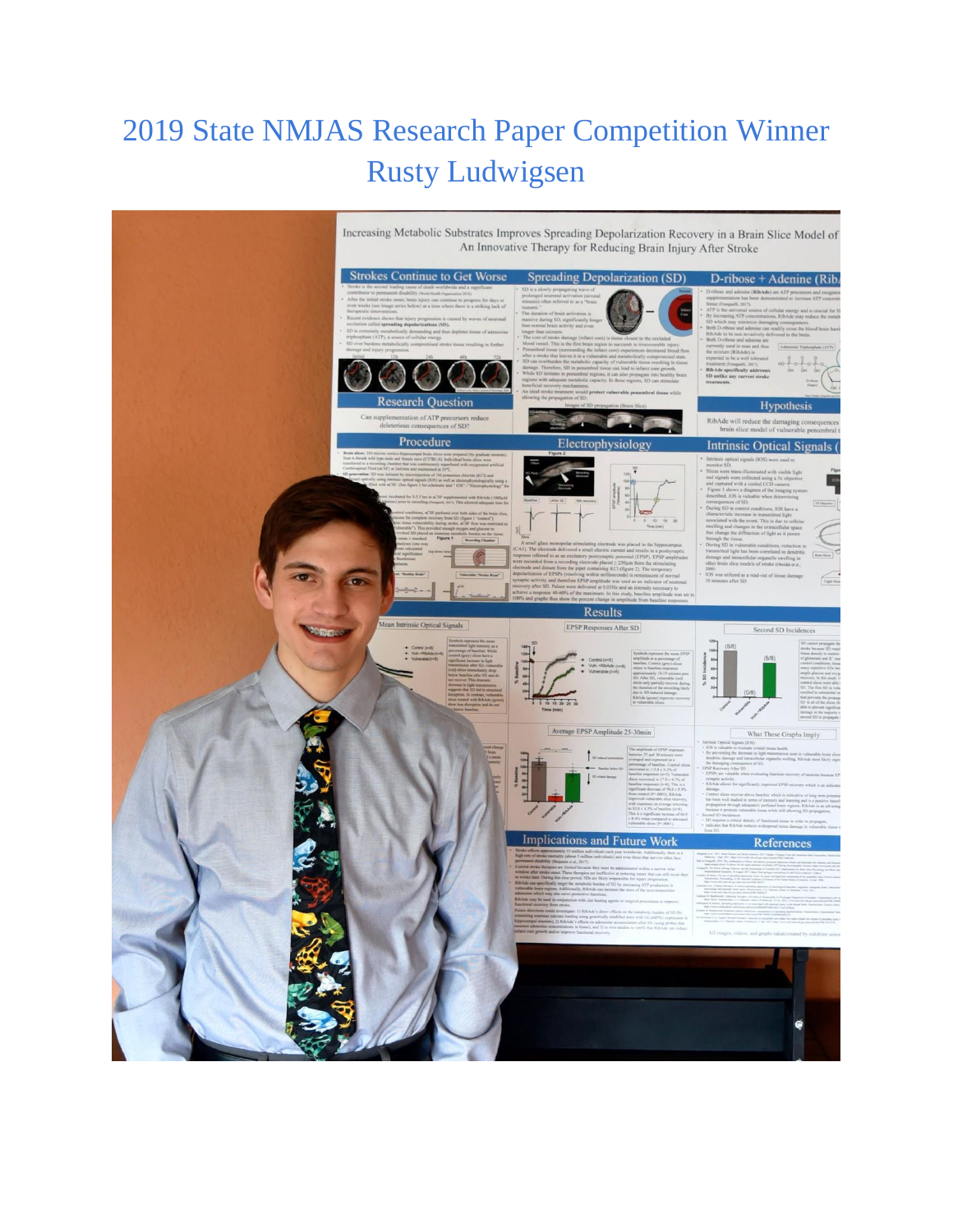# 2019 State NMJAS Research Paper Competition Winner Rusty Ludwigsen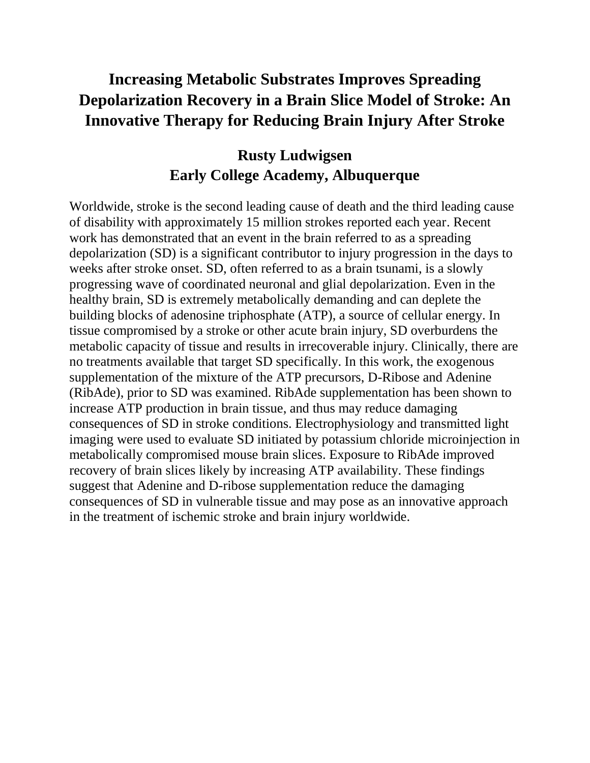# Increasing Metabolic Substrates Improves Spreading Depolarization Recovery in a Brain Slice Model of Stroke: An Innovative Therapy for Reducing Brain Injury After Stroke

**Rusty Ludwigsen**
**Early College Academy, Albuquerque**

Worldwide, stroke is the second leading cause of death and the third leading cause of disability with approximately 15 million strokes reported each year. Recent work has demonstrated that an event in the brain referred to as a spreading depolarization (SD) is a significant contributor to injury progression in the days to weeks after stroke onset. SD, often referred to as a brain tsunami, is a slowly progressing wave of coordinated neuronal and glial depolarization. Even in the healthy brain, SD is extremely metabolically demanding and can deplete the building blocks of adenosine triphosphate (ATP), a source of cellular energy. In tissue compromised by a stroke or other acute brain injury, SD overburdens the metabolic capacity of tissue and results in irrecoverable injury. Clinically, there are no treatments available that target SD specifically. In this work, the exogenous supplementation of the mixture of the ATP precursors, D-Ribose and Adenine (RibAde), prior to SD was examined. RibAde supplementation has been shown to increase ATP production in brain tissue, and thus may reduce damaging consequences of SD in stroke conditions. Electrophysiology and transmitted light imaging were used to evaluate SD initiated by potassium chloride microinjection in metabolically compromised mouse brain slices. Exposure to RibAde improved recovery of brain slices likely by increasing ATP availability. These findings suggest that Adenine and D-ribose supplementation reduce the damaging consequences of SD in vulnerable tissue and may pose as an innovative approach in the treatment of ischemic stroke and brain injury worldwide.